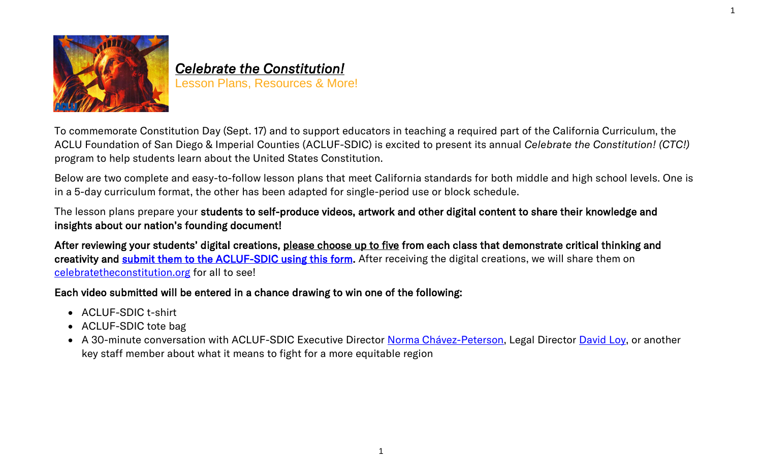# ***Celebrate the Constitution!***

Lesson Plans, Resources & More!

To commemorate Constitution Day (Sept. 17) and to support educators in teaching a required part of the California Curriculum, the ACLU Foundation of San Diego & Imperial Counties (ACLUF-SDIC) is excited to present its annual *Celebrate the Constitution! (CTC!)* program to help students learn about the United States Constitution.

Below are two complete and easy-to-follow lesson plans that meet California standards for both middle and high school levels. One is in a 5-day curriculum format, the other has been adapted for single-period use or block schedule.

The lesson plans prepare your **students to self-produce videos, artwork and other digital content to share their knowledge and insights about our nation's founding document!**

**After reviewing your students' digital creations, please choose up to five from each class that demonstrate critical thinking and creativity and submit them to the ACLUF-SDIC using this form.** After receiving the digital creations, we will share them on celebratetheconstitution.org for all to see!

**Each video submitted will be entered in a chance drawing to win one of the following:**

- ACLUF-SDIC t-shirt
- ACLUF-SDIC tote bag
- A 30-minute conversation with ACLUF-SDIC Executive Director Norma Chávez-Peterson, Legal Director David Loy, or another key staff member about what it means to fight for a more equitable region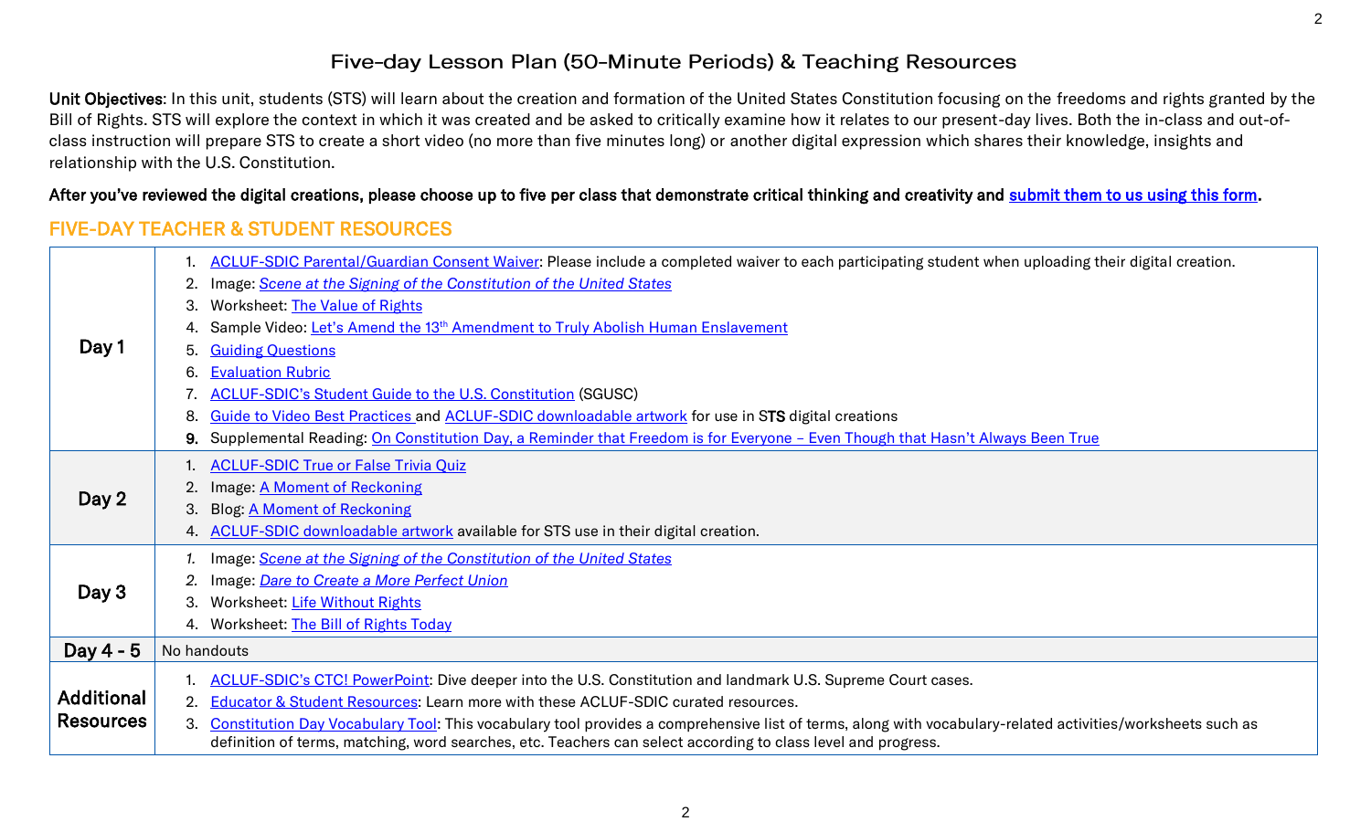# Five-day Lesson Plan (50-Minute Periods) & Teaching Resources

**Unit Objectives**: In this unit, students (STS) will learn about the creation and formation of the United States Constitution focusing on the freedoms and rights granted by the Bill of Rights. STS will explore the context in which it was created and be asked to critically examine how it relates to our present-day lives. Both the in-class and out-of-class instruction will prepare STS to create a short video (no more than five minutes long) or another digital expression which shares their knowledge, insights and relationship with the U.S. Constitution.

**After you've reviewed the digital creations, please choose up to five per class that demonstrate critical thinking and creativity and submit them to us using this form.**

## FIVE-DAY TEACHER & STUDENT RESOURCES

| | |
|---|---|
| **Day 1** | 1. ACLUF-SDIC Parental/Guardian Consent Waiver: Please include a completed waiver to each participating student when uploading their digital creation.<br>2. Image: *Scene at the Signing of the Constitution of the United States*<br>3. Worksheet: The Value of Rights<br>4. Sample Video: Let's Amend the 13th Amendment to Truly Abolish Human Enslavement<br>5. Guiding Questions<br>6. Evaluation Rubric<br>7. ACLUF-SDIC's Student Guide to the U.S. Constitution (SGUSC)<br>8. Guide to Video Best Practices and ACLUF-SDIC downloadable artwork for use in STS digital creations<br>9. Supplemental Reading: On Constitution Day, a Reminder that Freedom is for Everyone – Even Though that Hasn't Always Been True |
| **Day 2** | 1. ACLUF-SDIC True or False Trivia Quiz<br>2. Image: A Moment of Reckoning<br>3. Blog: A Moment of Reckoning<br>4. ACLUF-SDIC downloadable artwork available for STS use in their digital creation. |
| **Day 3** | 1. Image: *Scene at the Signing of the Constitution of the United States*<br>2. Image: *Dare to Create a More Perfect Union*<br>3. Worksheet: Life Without Rights<br>4. Worksheet: The Bill of Rights Today |
| **Day 4 - 5** | No handouts |
| **Additional Resources** | 1. ACLUF-SDIC's CTC! PowerPoint: Dive deeper into the U.S. Constitution and landmark U.S. Supreme Court cases.<br>2. Educator & Student Resources: Learn more with these ACLUF-SDIC curated resources.<br>3. Constitution Day Vocabulary Tool: This vocabulary tool provides a comprehensive list of terms, along with vocabulary-related activities/worksheets such as definition of terms, matching, word searches, etc. Teachers can select according to class level and progress. |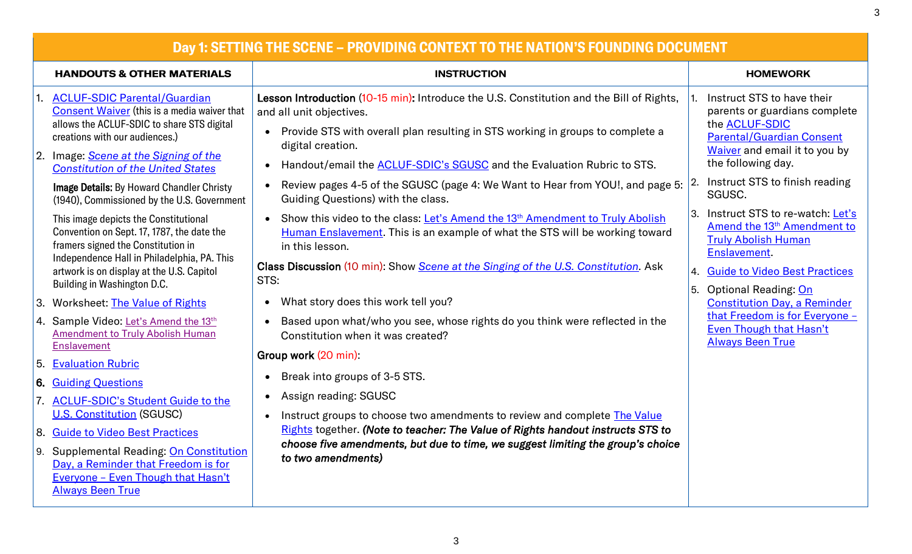## Day 1: SETTING THE SCENE – PROVIDING CONTEXT TO THE NATION'S FOUNDING DOCUMENT

| HANDOUTS & OTHER MATERIALS | INSTRUCTION | HOMEWORK |
|---|---|---|
| 1. ACLUF-SDIC Parental/Guardian Consent Waiver (this is a media waiver that allows the ACLUF-SDIC to share STS digital creations with our audiences.)<br>2. Image: *Scene at the Signing of the Constitution of the United States*<br>**Image Details:** By Howard Chandler Christy (1940), Commissioned by the U.S. Government<br>This image depicts the Constitutional Convention on Sept. 17, 1787, the date the framers signed the Constitution in Independence Hall in Philadelphia, PA. This artwork is on display at the U.S. Capitol Building in Washington D.C.<br>3. Worksheet: The Value of Rights<br>4. Sample Video: Let's Amend the 13th Amendment to Truly Abolish Human Enslavement<br>5. Evaluation Rubric<br>6. Guiding Questions<br>7. ACLUF-SDIC's Student Guide to the U.S. Constitution (SGUSC)<br>8. Guide to Video Best Practices<br>9. Supplemental Reading: On Constitution Day, a Reminder that Freedom is for Everyone – Even Though that Hasn't Always Been True | **Lesson Introduction** (10-15 min)**:** Introduce the U.S. Constitution and the Bill of Rights, and all unit objectives.<br>• Provide STS with overall plan resulting in STS working in groups to complete a digital creation.<br>• Handout/email the ACLUF-SDIC's SGUSC and the Evaluation Rubric to STS.<br>• Review pages 4-5 of the SGUSC (page 4: We Want to Hear from YOU!, and page 5: Guiding Questions) with the class.<br>• Show this video to the class: Let's Amend the 13th Amendment to Truly Abolish Human Enslavement. This is an example of what the STS will be working toward in this lesson.<br>**Class Discussion** (10 min): Show *Scene at the Singing of the U.S. Constitution*. Ask STS:<br>• What story does this work tell you?<br>• Based upon what/who you see, whose rights do you think were reflected in the Constitution when it was created?<br>**Group work** (20 min):<br>• Break into groups of 3-5 STS.<br>• Assign reading: SGUSC<br>• Instruct groups to choose two amendments to review and complete The Value Rights together. ***(Note to teacher: The Value of Rights handout instructs STS to choose five amendments, but due to time, we suggest limiting the group's choice to two amendments)*** | 1. Instruct STS to have their parents or guardians complete the ACLUF-SDIC Parental/Guardian Consent Waiver and email it to you by the following day.<br>2. Instruct STS to finish reading SGUSC.<br>3. Instruct STS to re-watch: Let's Amend the 13th Amendment to Truly Abolish Human Enslavement.<br>4. Guide to Video Best Practices<br>5. Optional Reading: On Constitution Day, a Reminder that Freedom is for Everyone – Even Though that Hasn't Always Been True |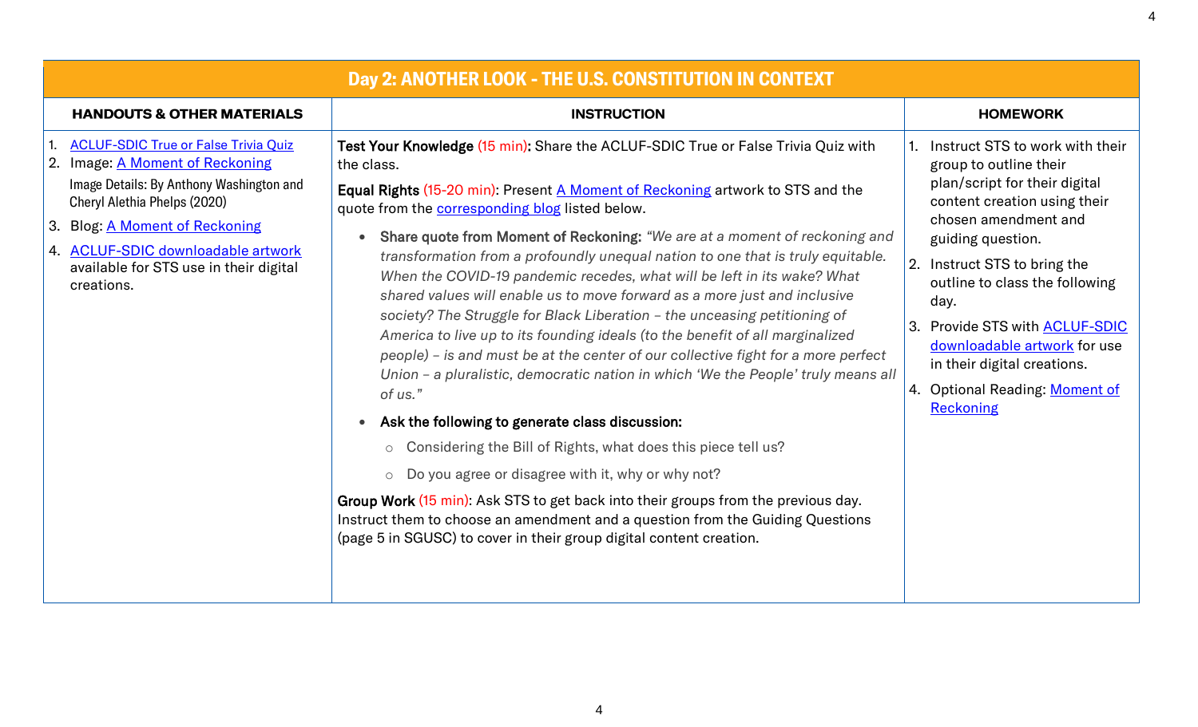## Day 2: ANOTHER LOOK - THE U.S. CONSTITUTION IN CONTEXT

| HANDOUTS & OTHER MATERIALS | INSTRUCTION | HOMEWORK |
| --- | --- | --- |
| 1. ACLUF-SDIC True or False Trivia Quiz<br>2. Image: A Moment of Reckoning<br>Image Details: By Anthony Washington and Cheryl Alethia Phelps (2020)<br>3. Blog: A Moment of Reckoning<br>4. ACLUF-SDIC downloadable artwork available for STS use in their digital creations. | **Test Your Knowledge** (15 min)**:** Share the ACLUF-SDIC True or False Trivia Quiz with the class.<br>**Equal Rights** (15-20 min): Present A Moment of Reckoning artwork to STS and the quote from the corresponding blog listed below.<br>• **Share quote from Moment of Reckoning:** *"We are at a moment of reckoning and transformation from a profoundly unequal nation to one that is truly equitable. When the COVID-19 pandemic recedes, what will be left in its wake? What shared values will enable us to move forward as a more just and inclusive society? The Struggle for Black Liberation – the unceasing petitioning of America to live up to its founding ideals (to the benefit of all marginalized people) – is and must be at the center of our collective fight for a more perfect Union – a pluralistic, democratic nation in which 'We the People' truly means all of us."*<br>• **Ask the following to generate class discussion:**<br>○ Considering the Bill of Rights, what does this piece tell us?<br>○ Do you agree or disagree with it, why or why not?<br>**Group Work** (15 min): Ask STS to get back into their groups from the previous day. Instruct them to choose an amendment and a question from the Guiding Questions (page 5 in SGUSC) to cover in their group digital content creation. | 1. Instruct STS to work with their group to outline their plan/script for their digital content creation using their chosen amendment and guiding question.<br>2. Instruct STS to bring the outline to class the following day.<br>3. Provide STS with ACLUF-SDIC downloadable artwork for use in their digital creations.<br>4. Optional Reading: Moment of Reckoning |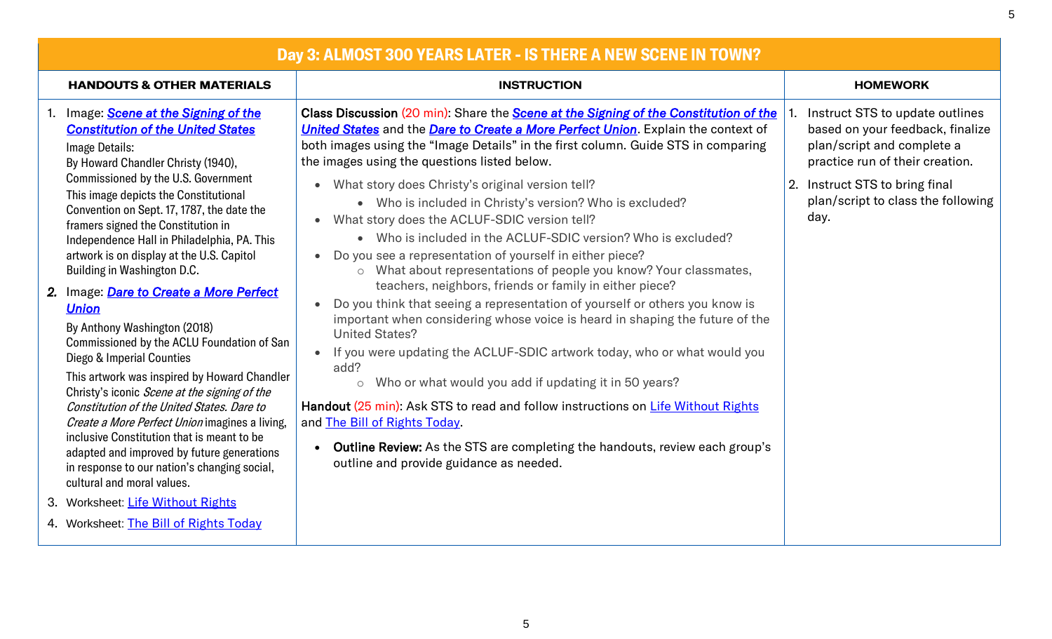## Day 3: ALMOST 300 YEARS LATER - IS THERE A NEW SCENE IN TOWN?

| HANDOUTS & OTHER MATERIALS | INSTRUCTION | HOMEWORK |
|---|---|---|
| 1. Image: ***Scene at the Signing of the Constitution of the United States***<br>Image Details:<br>By Howard Chandler Christy (1940), Commissioned by the U.S. Government<br>This image depicts the Constitutional Convention on Sept. 17, 1787, the date the framers signed the Constitution in Independence Hall in Philadelphia, PA. This artwork is on display at the U.S. Capitol Building in Washington D.C.<br>2. Image: ***Dare to Create a More Perfect Union***<br>By Anthony Washington (2018)<br>Commissioned by the ACLU Foundation of San Diego & Imperial Counties<br>This artwork was inspired by Howard Chandler Christy's iconic *Scene at the signing of the Constitution of the United States. Dare to Create a More Perfect Union* imagines a living, inclusive Constitution that is meant to be adapted and improved by future generations in response to our nation's changing social, cultural and moral values.<br>3. Worksheet: Life Without Rights<br>4. Worksheet: The Bill of Rights Today | **Class Discussion** (20 min): Share the ***Scene at the Signing of the Constitution of the United States*** and the ***Dare to Create a More Perfect Union***. Explain the context of both images using the "Image Details" in the first column. Guide STS in comparing the images using the questions listed below.<br>• What story does Christy's original version tell?<br>  • Who is included in Christy's version? Who is excluded?<br>• What story does the ACLUF-SDIC version tell?<br>  • Who is included in the ACLUF-SDIC version? Who is excluded?<br>• Do you see a representation of yourself in either piece?<br>  ○ What about representations of people you know? Your classmates, teachers, neighbors, friends or family in either piece?<br>• Do you think that seeing a representation of yourself or others you know is important when considering whose voice is heard in shaping the future of the United States?<br>• If you were updating the ACLUF-SDIC artwork today, who or what would you add?<br>  ○ Who or what would you add if updating it in 50 years?<br>**Handout** (25 min): Ask STS to read and follow instructions on Life Without Rights and The Bill of Rights Today.<br>• **Outline Review:** As the STS are completing the handouts, review each group's outline and provide guidance as needed. | 1. Instruct STS to update outlines based on your feedback, finalize plan/script and complete a practice run of their creation.<br>2. Instruct STS to bring final plan/script to class the following day. |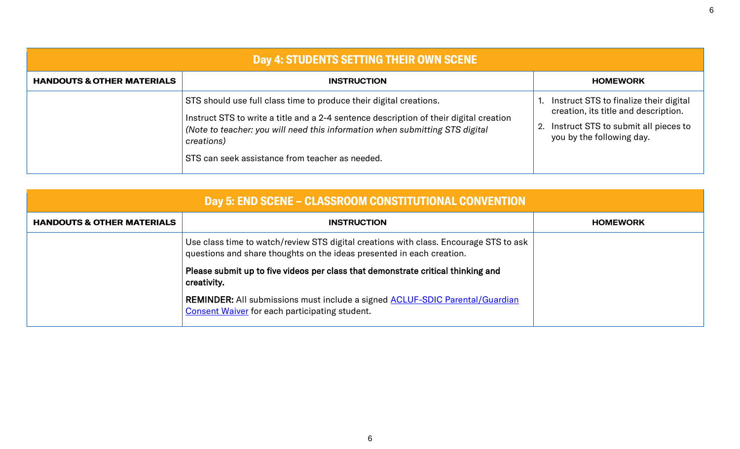## Day 4: STUDENTS SETTING THEIR OWN SCENE

| HANDOUTS & OTHER MATERIALS | INSTRUCTION | HOMEWORK |
| --- | --- | --- |
| | STS should use full class time to produce their digital creations.<br><br>Instruct STS to write a title and a 2-4 sentence description of their digital creation *(Note to teacher: you will need this information when submitting STS digital creations)*<br><br>STS can seek assistance from teacher as needed. | 1. Instruct STS to finalize their digital creation, its title and description.<br>2. Instruct STS to submit all pieces to you by the following day. |

## Day 5: END SCENE – CLASSROOM CONSTITUTIONAL CONVENTION

| HANDOUTS & OTHER MATERIALS | INSTRUCTION | HOMEWORK |
| --- | --- | --- |
| | Use class time to watch/review STS digital creations with class. Encourage STS to ask questions and share thoughts on the ideas presented in each creation.<br><br>**Please submit up to five videos per class that demonstrate critical thinking and creativity.**<br><br>**REMINDER:** All submissions must include a signed [ACLUF-SDIC Parental/Guardian Consent Waiver]() for each participating student. | |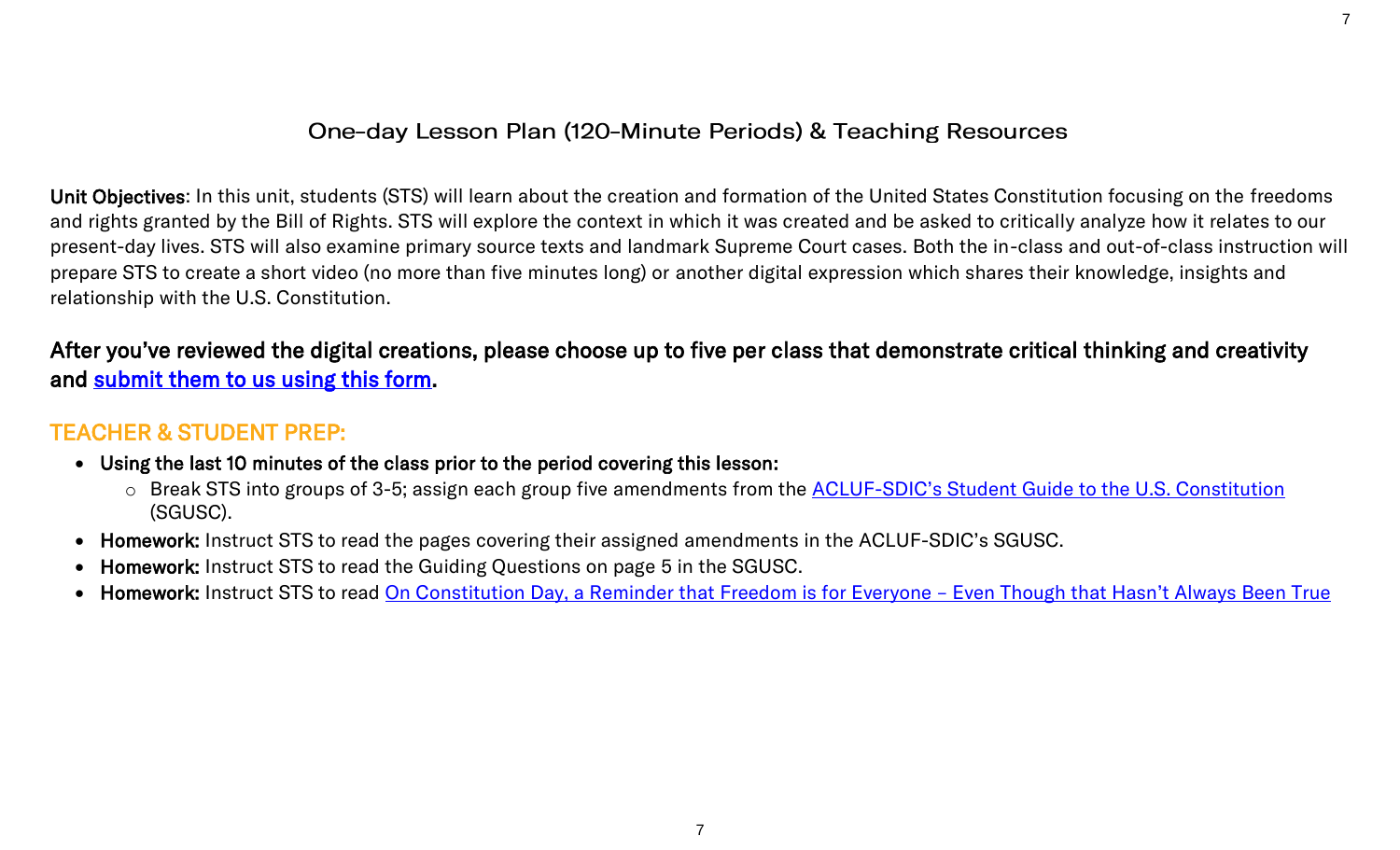## One-day Lesson Plan (120-Minute Periods) & Teaching Resources

**Unit Objectives**: In this unit, students (STS) will learn about the creation and formation of the United States Constitution focusing on the freedoms and rights granted by the Bill of Rights. STS will explore the context in which it was created and be asked to critically analyze how it relates to our present-day lives. STS will also examine primary source texts and landmark Supreme Court cases. Both the in-class and out-of-class instruction will prepare STS to create a short video (no more than five minutes long) or another digital expression which shares their knowledge, insights and relationship with the U.S. Constitution.

**After you've reviewed the digital creations, please choose up to five per class that demonstrate critical thinking and creativity and submit them to us using this form.**

### TEACHER & STUDENT PREP:

- **Using the last 10 minutes of the class prior to the period covering this lesson:**
  - Break STS into groups of 3-5; assign each group five amendments from the ACLUF-SDIC's Student Guide to the U.S. Constitution (SGUSC).
- **Homework:** Instruct STS to read the pages covering their assigned amendments in the ACLUF-SDIC's SGUSC.
- **Homework:** Instruct STS to read the Guiding Questions on page 5 in the SGUSC.
- **Homework:** Instruct STS to read On Constitution Day, a Reminder that Freedom is for Everyone – Even Though that Hasn't Always Been True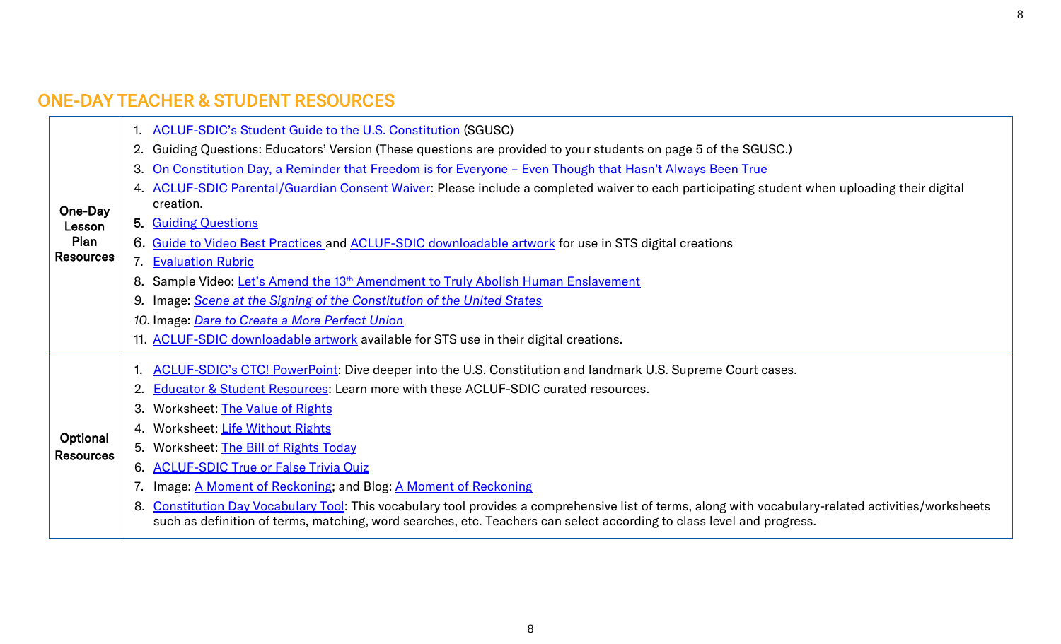## ONE-DAY TEACHER & STUDENT RESOURCES

| | |
|---|---|
| **One-Day Lesson Plan Resources** | 1. ACLUF-SDIC's Student Guide to the U.S. Constitution (SGUSC)<br>2. Guiding Questions: Educators' Version (These questions are provided to your students on page 5 of the SGUSC.)<br>3. On Constitution Day, a Reminder that Freedom is for Everyone – Even Though that Hasn't Always Been True<br>4. ACLUF-SDIC Parental/Guardian Consent Waiver: Please include a completed waiver to each participating student when uploading their digital creation.<br>5. Guiding Questions<br>6. Guide to Video Best Practices and ACLUF-SDIC downloadable artwork for use in STS digital creations<br>7. Evaluation Rubric<br>8. Sample Video: Let's Amend the 13th Amendment to Truly Abolish Human Enslavement<br>9. Image: *Scene at the Signing of the Constitution of the United States*<br>10. Image: *Dare to Create a More Perfect Union*<br>11. ACLUF-SDIC downloadable artwork available for STS use in their digital creations. |
| **Optional Resources** | 1. ACLUF-SDIC's CTC! PowerPoint: Dive deeper into the U.S. Constitution and landmark U.S. Supreme Court cases.<br>2. Educator & Student Resources: Learn more with these ACLUF-SDIC curated resources.<br>3. Worksheet: The Value of Rights<br>4. Worksheet: Life Without Rights<br>5. Worksheet: The Bill of Rights Today<br>6. ACLUF-SDIC True or False Trivia Quiz<br>7. Image: A Moment of Reckoning; and Blog: A Moment of Reckoning<br>8. Constitution Day Vocabulary Tool: This vocabulary tool provides a comprehensive list of terms, along with vocabulary-related activities/worksheets such as definition of terms, matching, word searches, etc. Teachers can select according to class level and progress. |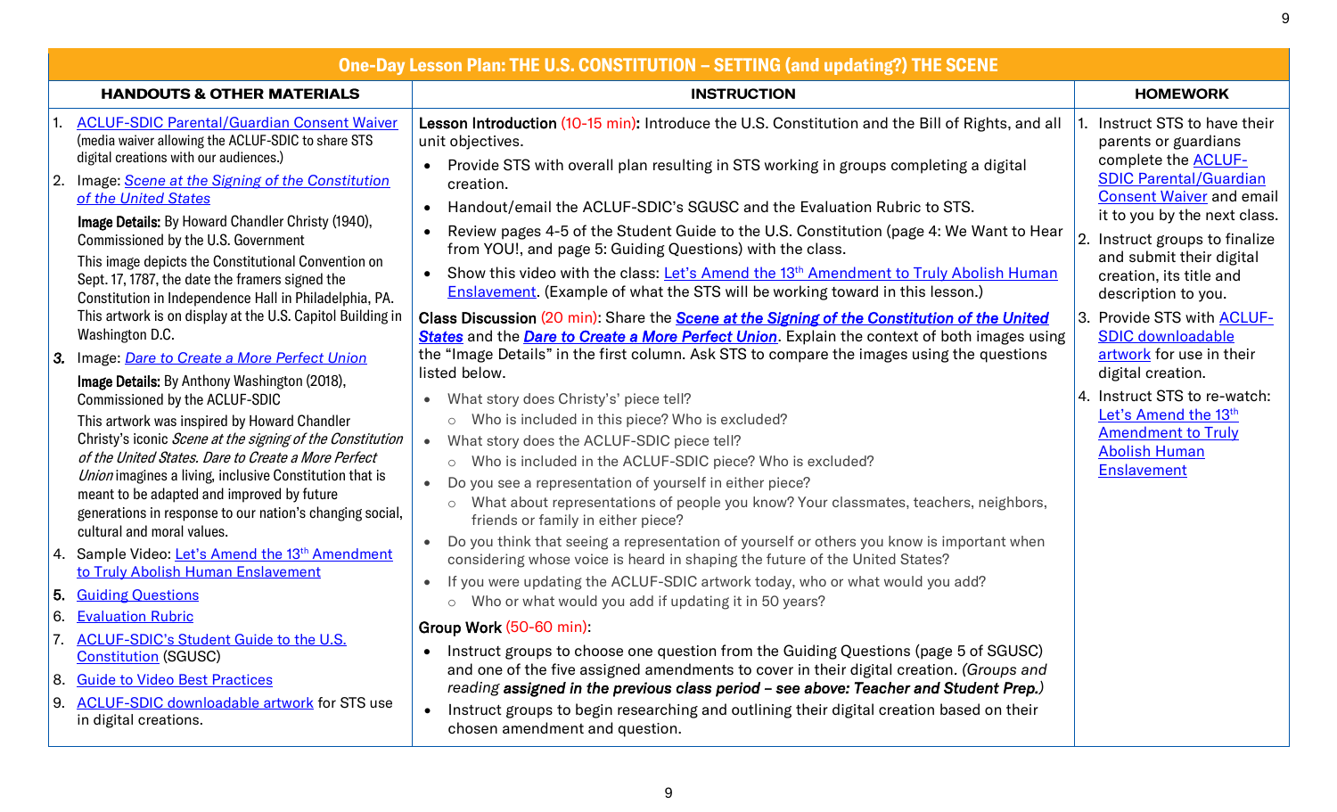| One-Day Lesson Plan: THE U.S. CONSTITUTION – SETTING (and updating?) THE SCENE | | |
|---|---|---|
| **HANDOUTS & OTHER MATERIALS** | **INSTRUCTION** | **HOMEWORK** |
| 1. ACLUF-SDIC Parental/Guardian Consent Waiver (media waiver allowing the ACLUF-SDIC to share STS digital creations with our audiences.)<br>2. Image: *Scene at the Signing of the Constitution of the United States*<br>**Image Details:** By Howard Chandler Christy (1940), Commissioned by the U.S. Government<br>This image depicts the Constitutional Convention on Sept. 17, 1787, the date the framers signed the Constitution in Independence Hall in Philadelphia, PA. This artwork is on display at the U.S. Capitol Building in Washington D.C.<br>***3.*** Image: *Dare to Create a More Perfect Union*<br>**Image Details:** By Anthony Washington (2018), Commissioned by the ACLUF-SDIC<br>This artwork was inspired by Howard Chandler Christy's iconic *Scene at the signing of the Constitution of the United States. Dare to Create a More Perfect Union* imagines a living, inclusive Constitution that is meant to be adapted and improved by future generations in response to our nation's changing social, cultural and moral values.<br>4. Sample Video: Let's Amend the 13th Amendment to Truly Abolish Human Enslavement<br>**5.** Guiding Questions<br>6. Evaluation Rubric<br>7. ACLUF-SDIC's Student Guide to the U.S. Constitution (SGUSC)<br>8. Guide to Video Best Practices<br>9. ACLUF-SDIC downloadable artwork for STS use in digital creations. | **Lesson Introduction** (10-15 min)**:** Introduce the U.S. Constitution and the Bill of Rights, and all unit objectives.<br>• Provide STS with overall plan resulting in STS working in groups completing a digital creation.<br>• Handout/email the ACLUF-SDIC's SGUSC and the Evaluation Rubric to STS.<br>• Review pages 4-5 of the Student Guide to the U.S. Constitution (page 4: We Want to Hear from YOU!, and page 5: Guiding Questions) with the class.<br>• Show this video with the class: Let's Amend the 13th Amendment to Truly Abolish Human Enslavement. (Example of what the STS will be working toward in this lesson.)<br>**Class Discussion** (20 min): Share the ***Scene at the Signing of the Constitution of the United States*** and the ***Dare to Create a More Perfect Union***. Explain the context of both images using the "Image Details" in the first column. Ask STS to compare the images using the questions listed below.<br>• What story does Christy's' piece tell?<br>  ○ Who is included in this piece? Who is excluded?<br>• What story does the ACLUF-SDIC piece tell?<br>  ○ Who is included in the ACLUF-SDIC piece? Who is excluded?<br>• Do you see a representation of yourself in either piece?<br>  ○ What about representations of people you know? Your classmates, teachers, neighbors, friends or family in either piece?<br>• Do you think that seeing a representation of yourself or others you know is important when considering whose voice is heard in shaping the future of the United States?<br>• If you were updating the ACLUF-SDIC artwork today, who or what would you add?<br>  ○ Who or what would you add if updating it in 50 years?<br>**Group Work** (50-60 min):<br>• Instruct groups to choose one question from the Guiding Questions (page 5 of SGUSC) and one of the five assigned amendments to cover in their digital creation. *(Groups and reading **assigned in the previous class period – see above: Teacher and Student Prep.**)*<br>• Instruct groups to begin researching and outlining their digital creation based on their chosen amendment and question. | 1. Instruct STS to have their parents or guardians complete the ACLUF-SDIC Parental/Guardian Consent Waiver and email it to you by the next class.<br>2. Instruct groups to finalize and submit their digital creation, its title and description to you.<br>3. Provide STS with ACLUF-SDIC downloadable artwork for use in their digital creation.<br>4. Instruct STS to re-watch: Let's Amend the 13th Amendment to Truly Abolish Human Enslavement |